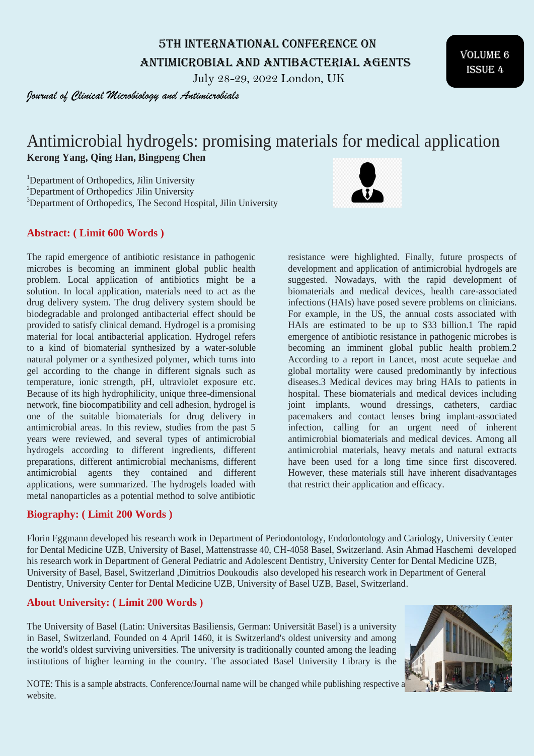# 5th International Conference on Antimicrobial and Antibacterial Agents

July 28-29, 2022 London, UK

*Journal of Clinical Microbiology and Antimicrobials*

## Antimicrobial hydrogels: promising materials for medical application

**Kerong Yang, Qing Han, Bingpeng Chen**

[1]Department of Orthopedics, Jilin University
[2]Department of Orthopedics, Jilin University
[3]Department of Orthopedics, The Second Hospital, Jilin University

### Abstract: ( Limit 600 Words )

The rapid emergence of antibiotic resistance in pathogenic microbes is becoming an imminent global public health problem. Local application of antibiotics might be a solution. In local application, materials need to act as the drug delivery system. The drug delivery system should be biodegradable and prolonged antibacterial effect should be provided to satisfy clinical demand. Hydrogel is a promising material for local antibacterial application. Hydrogel refers to a kind of biomaterial synthesized by a water-soluble natural polymer or a synthesized polymer, which turns into gel according to the change in different signals such as temperature, ionic strength, pH, ultraviolet exposure etc. Because of its high hydrophilicity, unique three-dimensional network, fine biocompatibility and cell adhesion, hydrogel is one of the suitable biomaterials for drug delivery in antimicrobial areas. In this review, studies from the past 5 years were reviewed, and several types of antimicrobial hydrogels according to different ingredients, different preparations, different antimicrobial mechanisms, different antimicrobial agents they contained and different applications, were summarized. The hydrogels loaded with metal nanoparticles as a potential method to solve antibiotic resistance were highlighted. Finally, future prospects of development and application of antimicrobial hydrogels are suggested. Nowadays, with the rapid development of biomaterials and medical devices, health care-associated infections (HAIs) have posed severe problems on clinicians. For example, in the US, the annual costs associated with HAIs are estimated to be up to $33 billion.1 The rapid emergence of antibiotic resistance in pathogenic microbes is becoming an imminent global public health problem.2 According to a report in Lancet, most acute sequelae and global mortality were caused predominantly by infectious diseases.3 Medical devices may bring HAIs to patients in hospital. These biomaterials and medical devices including joint implants, wound dressings, catheters, cardiac pacemakers and contact lenses bring implant-associated infection, calling for an urgent need of inherent antimicrobial biomaterials and medical devices. Among all antimicrobial materials, heavy metals and natural extracts have been used for a long time since first discovered. However, these materials still have inherent disadvantages that restrict their application and efficacy.

### Biography: ( Limit 200 Words )

Florin Eggmann developed his research work in Department of Periodontology, Endodontology and Cariology, University Center for Dental Medicine UZB, University of Basel, Mattenstrasse 40, CH-4058 Basel, Switzerland. Asin Ahmad Haschemi developed his research work in Department of General Pediatric and Adolescent Dentistry, University Center for Dental Medicine UZB, University of Basel, Basel, Switzerland ,Dimitrios Doukoudis also developed his research work in Department of General Dentistry, University Center for Dental Medicine UZB, University of Basel UZB, Basel, Switzerland.

### About University: ( Limit 200 Words )

The University of Basel (Latin: Universitas Basiliensis, German: Universität Basel) is a university in Basel, Switzerland. Founded on 4 April 1460, it is Switzerland's oldest university and among the world's oldest surviving universities. The university is traditionally counted among the leading institutions of higher learning in the country. The associated Basel University Library is the

NOTE: This is a sample abstracts. Conference/Journal name will be changed while publishing respective a website.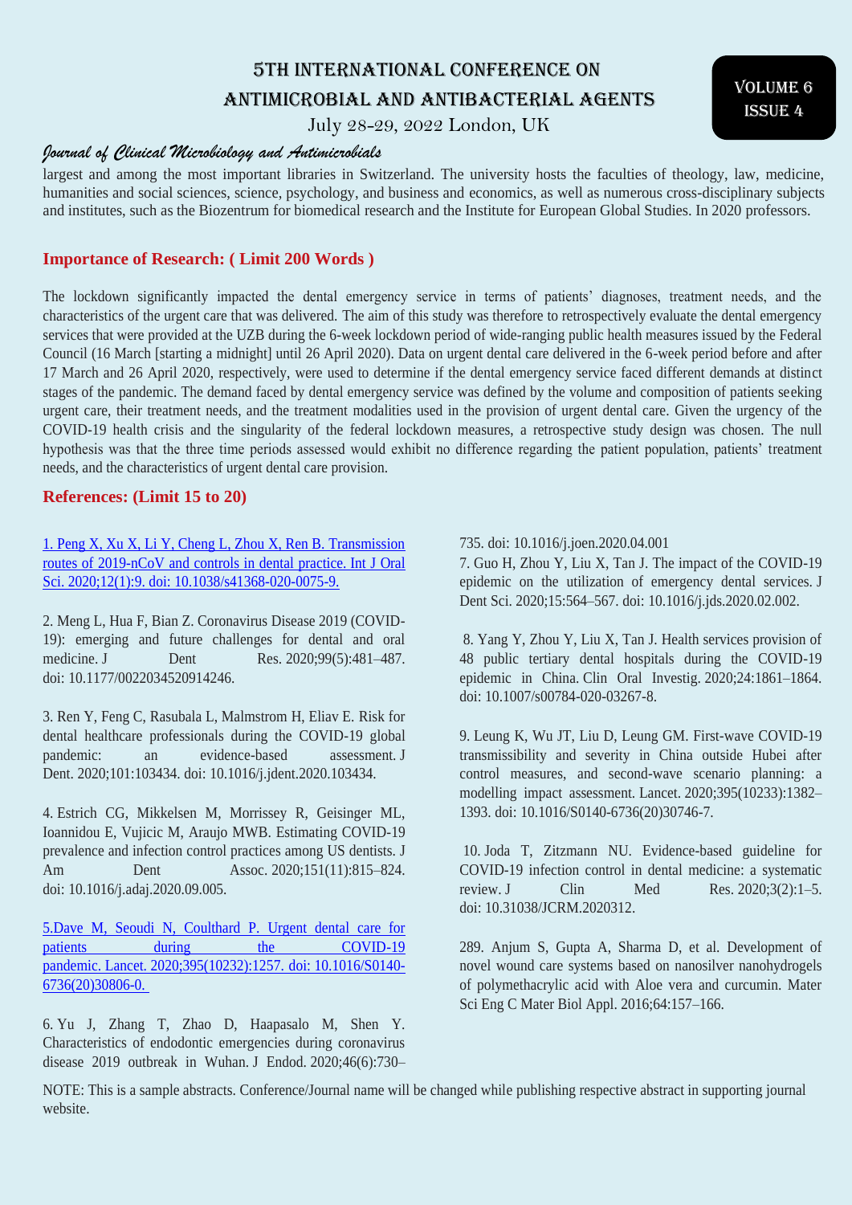largest and among the most important libraries in Switzerland. The university hosts the faculties of theology, law, medicine, humanities and social sciences, science, psychology, and business and economics, as well as numerous cross-disciplinary subjects and institutes, such as the Biozentrum for biomedical research and the Institute for European Global Studies. In 2020 professors.

## Importance of Research: ( Limit 200 Words )

The lockdown significantly impacted the dental emergency service in terms of patients' diagnoses, treatment needs, and the characteristics of the urgent care that was delivered. The aim of this study was therefore to retrospectively evaluate the dental emergency services that were provided at the UZB during the 6-week lockdown period of wide-ranging public health measures issued by the Federal Council (16 March [starting a midnight] until 26 April 2020). Data on urgent dental care delivered in the 6-week period before and after 17 March and 26 April 2020, respectively, were used to determine if the dental emergency service faced different demands at distinct stages of the pandemic. The demand faced by dental emergency service was defined by the volume and composition of patients seeking urgent care, their treatment needs, and the treatment modalities used in the provision of urgent dental care. Given the urgency of the COVID-19 health crisis and the singularity of the federal lockdown measures, a retrospective study design was chosen. The null hypothesis was that the three time periods assessed would exhibit no difference regarding the patient population, patients' treatment needs, and the characteristics of urgent dental care provision.

## References: (Limit 15 to 20)

1. Peng X, Xu X, Li Y, Cheng L, Zhou X, Ren B. Transmission routes of 2019-nCoV and controls in dental practice. Int J Oral Sci. 2020;12(1):9. doi: 10.1038/s41368-020-0075-9.

2. Meng L, Hua F, Bian Z. Coronavirus Disease 2019 (COVID-19): emerging and future challenges for dental and oral medicine. J Dent Res. 2020;99(5):481–487. doi: 10.1177/0022034520914246.

3. Ren Y, Feng C, Rasubala L, Malmstrom H, Eliav E. Risk for dental healthcare professionals during the COVID-19 global pandemic: an evidence-based assessment. J Dent. 2020;101:103434. doi: 10.1016/j.jdent.2020.103434.

4. Estrich CG, Mikkelsen M, Morrissey R, Geisinger ML, Ioannidou E, Vujicic M, Araujo MWB. Estimating COVID-19 prevalence and infection control practices among US dentists. J Am Dent Assoc. 2020;151(11):815–824. doi: 10.1016/j.adaj.2020.09.005.

5. Dave M, Seoudi N, Coulthard P. Urgent dental care for patients during the COVID-19 pandemic. Lancet. 2020;395(10232):1257. doi: 10.1016/S0140-6736(20)30806-0.

6. Yu J, Zhang T, Zhao D, Haapasalo M, Shen Y. Characteristics of endodontic emergencies during coronavirus disease 2019 outbreak in Wuhan. J Endod. 2020;46(6):730–735. doi: 10.1016/j.joen.2020.04.001

7. Guo H, Zhou Y, Liu X, Tan J. The impact of the COVID-19 epidemic on the utilization of emergency dental services. J Dent Sci. 2020;15:564–567. doi: 10.1016/j.jds.2020.02.002.

8. Yang Y, Zhou Y, Liu X, Tan J. Health services provision of 48 public tertiary dental hospitals during the COVID-19 epidemic in China. Clin Oral Investig. 2020;24:1861–1864. doi: 10.1007/s00784-020-03267-8.

9. Leung K, Wu JT, Liu D, Leung GM. First-wave COVID-19 transmissibility and severity in China outside Hubei after control measures, and second-wave scenario planning: a modelling impact assessment. Lancet. 2020;395(10233):1382–1393. doi: 10.1016/S0140-6736(20)30746-7.

10. Joda T, Zitzmann NU. Evidence-based guideline for COVID-19 infection control in dental medicine: a systematic review. J Clin Med Res. 2020;3(2):1–5. doi: 10.31038/JCRM.2020312.

289. Anjum S, Gupta A, Sharma D, et al. Development of novel wound care systems based on nanosilver nanohydrogels of polymethacrylic acid with Aloe vera and curcumin. Mater Sci Eng C Mater Biol Appl. 2016;64:157–166.

NOTE: This is a sample abstracts. Conference/Journal name will be changed while publishing respective abstract in supporting journal website.